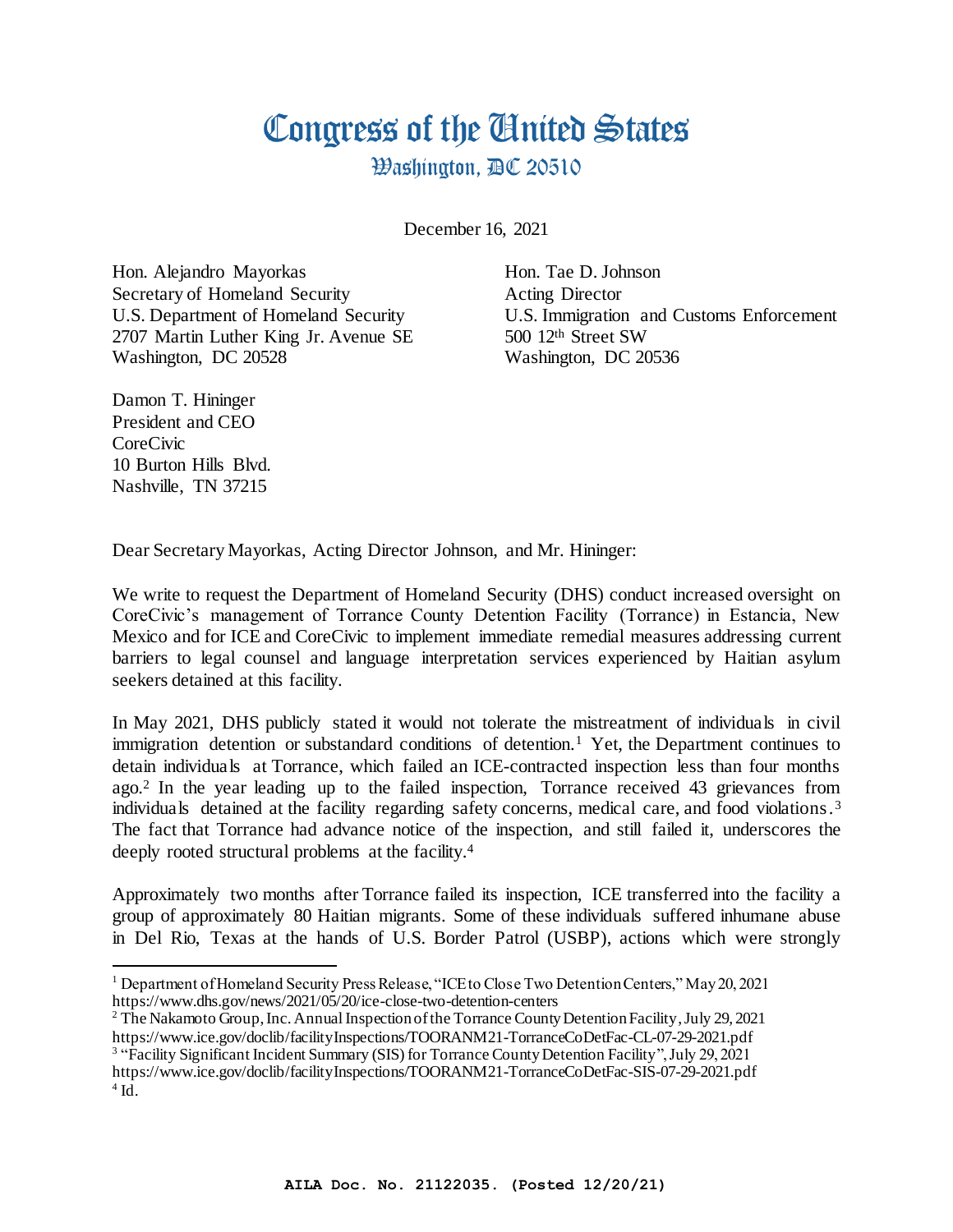# Congress of the United States

## Washington, DC 20510

December 16, 2021

Hon. Alejandro Mayorkas
Secretary of Homeland Security
U.S. Department of Homeland Security
2707 Martin Luther King Jr. Avenue SE
Washington, DC 20528

Hon. Tae D. Johnson
Acting Director
U.S. Immigration and Customs Enforcement
500 12th Street SW
Washington, DC 20536

Damon T. Hininger
President and CEO
CoreCivic
10 Burton Hills Blvd.
Nashville, TN 37215

Dear Secretary Mayorkas, Acting Director Johnson, and Mr. Hininger:

We write to request the Department of Homeland Security (DHS) conduct increased oversight on CoreCivic's management of Torrance County Detention Facility (Torrance) in Estancia, New Mexico and for ICE and CoreCivic to implement immediate remedial measures addressing current barriers to legal counsel and language interpretation services experienced by Haitian asylum seekers detained at this facility.

In May 2021, DHS publicly stated it would not tolerate the mistreatment of individuals in civil immigration detention or substandard conditions of detention.[1] Yet, the Department continues to detain individuals at Torrance, which failed an ICE-contracted inspection less than four months ago.[2] In the year leading up to the failed inspection, Torrance received 43 grievances from individuals detained at the facility regarding safety concerns, medical care, and food violations.[3] The fact that Torrance had advance notice of the inspection, and still failed it, underscores the deeply rooted structural problems at the facility.[4]

Approximately two months after Torrance failed its inspection, ICE transferred into the facility a group of approximately 80 Haitian migrants. Some of these individuals suffered inhumane abuse in Del Rio, Texas at the hands of U.S. Border Patrol (USBP), actions which were strongly

---

[1] Department of Homeland Security Press Release, "ICE to Close Two Detention Centers," May 20, 2021 https://www.dhs.gov/news/2021/05/20/ice-close-two-detention-centers

[2] The Nakamoto Group, Inc. Annual Inspection of the Torrance County Detention Facility, July 29, 2021 https://www.ice.gov/doclib/facilityInspections/TOORANM21-TorranceCoDetFac-CL-07-29-2021.pdf

[3] "Facility Significant Incident Summary (SIS) for Torrance County Detention Facility", July 29, 2021 https://www.ice.gov/doclib/facilityInspections/TOORANM21-TorranceCoDetFac-SIS-07-29-2021.pdf

[4] Id.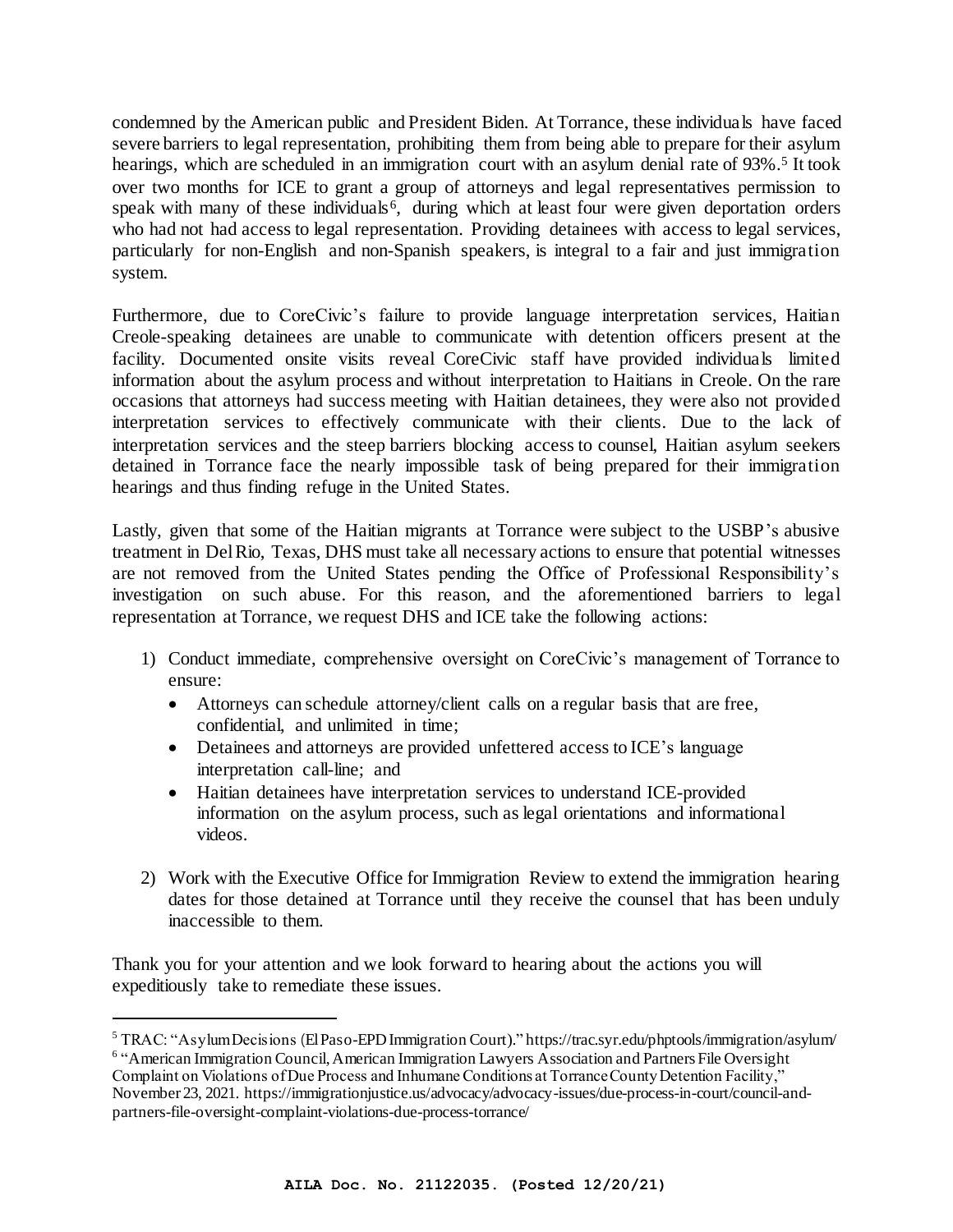condemned by the American public and President Biden. At Torrance, these individuals have faced severe barriers to legal representation, prohibiting them from being able to prepare for their asylum hearings, which are scheduled in an immigration court with an asylum denial rate of 93%.[5] It took over two months for ICE to grant a group of attorneys and legal representatives permission to speak with many of these individuals[6], during which at least four were given deportation orders who had not had access to legal representation. Providing detainees with access to legal services, particularly for non-English and non-Spanish speakers, is integral to a fair and just immigration system.

Furthermore, due to CoreCivic's failure to provide language interpretation services, Haitian Creole-speaking detainees are unable to communicate with detention officers present at the facility. Documented onsite visits reveal CoreCivic staff have provided individuals limited information about the asylum process and without interpretation to Haitians in Creole. On the rare occasions that attorneys had success meeting with Haitian detainees, they were also not provided interpretation services to effectively communicate with their clients. Due to the lack of interpretation services and the steep barriers blocking access to counsel, Haitian asylum seekers detained in Torrance face the nearly impossible task of being prepared for their immigration hearings and thus finding refuge in the United States.

Lastly, given that some of the Haitian migrants at Torrance were subject to the USBP's abusive treatment in Del Rio, Texas, DHS must take all necessary actions to ensure that potential witnesses are not removed from the United States pending the Office of Professional Responsibility's investigation on such abuse. For this reason, and the aforementioned barriers to legal representation at Torrance, we request DHS and ICE take the following actions:

1) Conduct immediate, comprehensive oversight on CoreCivic's management of Torrance to ensure:
   - Attorneys can schedule attorney/client calls on a regular basis that are free, confidential, and unlimited in time;
   - Detainees and attorneys are provided unfettered access to ICE's language interpretation call-line; and
   - Haitian detainees have interpretation services to understand ICE-provided information on the asylum process, such as legal orientations and informational videos.

2) Work with the Executive Office for Immigration Review to extend the immigration hearing dates for those detained at Torrance until they receive the counsel that has been unduly inaccessible to them.

Thank you for your attention and we look forward to hearing about the actions you will expeditiously take to remediate these issues.

---

[5] TRAC: "Asylum Decisions (El Paso-EPD Immigration Court)." https://trac.syr.edu/phptools/immigration/asylum/

[6] "American Immigration Council, American Immigration Lawyers Association and Partners File Oversight Complaint on Violations of Due Process and Inhumane Conditions at Torrance County Detention Facility," November 23, 2021. https://immigrationjustice.us/advocacy/advocacy-issues/due-process-in-court/council-and-partners-file-oversight-complaint-violations-due-process-torrance/

**AILA Doc. No. 21122035. (Posted 12/20/21)**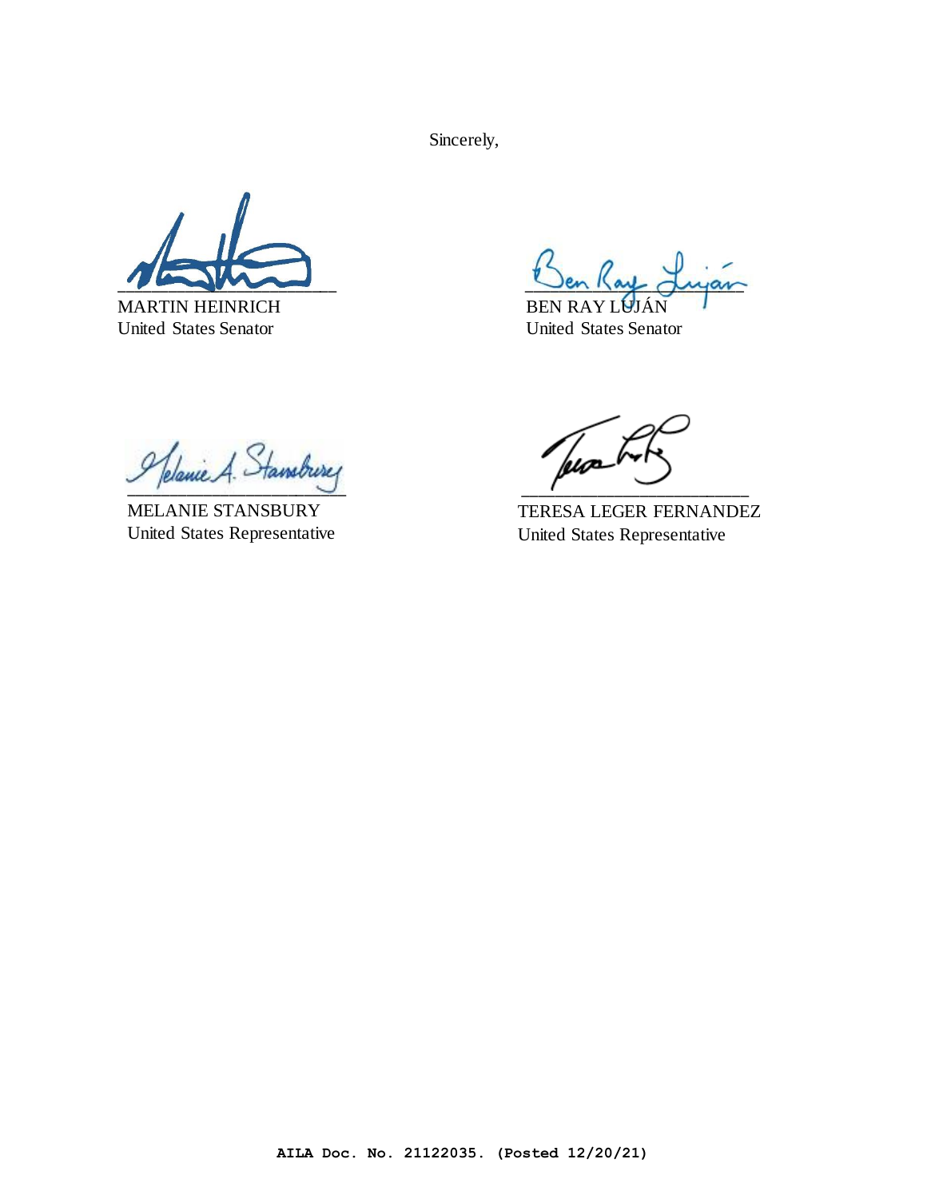Sincerely,

MARTIN HEINRICH
United States Senator

BEN RAY LUJÁN
United States Senator

MELANIE STANSBURY
United States Representative

TERESA LEGER FERNANDEZ
United States Representative

**AILA Doc. No. 21122035. (Posted 12/20/21)**